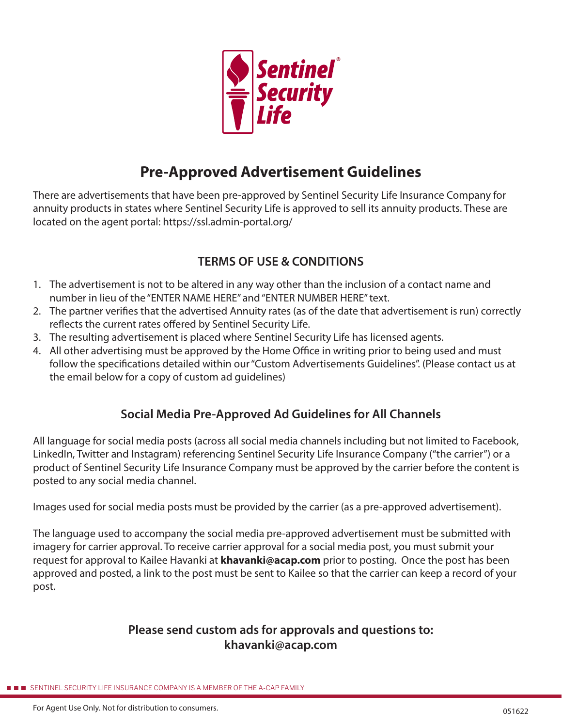# Pre-Approved Advertisement Guidelines

There are advertisements that have been pre-approved by Sentinel Security Life Insurance Company for annuity products in states where Sentinel Security Life is approved to sell its annuity products. These are located on the agent portal: https://ssl.admin-portal.org/

## TERMS OF USE & CONDITIONS

1. The advertisement is not to be altered in any way other than the inclusion of a contact name and number in lieu of the "ENTER NAME HERE" and "ENTER NUMBER HERE" text.
2. The partner verifies that the advertised Annuity rates (as of the date that advertisement is run) correctly reflects the current rates offered by Sentinel Security Life.
3. The resulting advertisement is placed where Sentinel Security Life has licensed agents.
4. All other advertising must be approved by the Home Office in writing prior to being used and must follow the specifications detailed within our "Custom Advertisements Guidelines". (Please contact us at the email below for a copy of custom ad guidelines)

## Social Media Pre-Approved Ad Guidelines for All Channels

All language for social media posts (across all social media channels including but not limited to Facebook, LinkedIn, Twitter and Instagram) referencing Sentinel Security Life Insurance Company ("the carrier") or a product of Sentinel Security Life Insurance Company must be approved by the carrier before the content is posted to any social media channel.

Images used for social media posts must be provided by the carrier (as a pre-approved advertisement).

The language used to accompany the social media pre-approved advertisement must be submitted with imagery for carrier approval. To receive carrier approval for a social media post, you must submit your request for approval to Kailee Havanki at **khavanki@acap.com** prior to posting. Once the post has been approved and posted, a link to the post must be sent to Kailee so that the carrier can keep a record of your post.

**Please send custom ads for approvals and questions to:**
**khavanki@acap.com**

SENTINEL SECURITY LIFE INSURANCE COMPANY IS A MEMBER OF THE A-CAP FAMILY

For Agent Use Only. Not for distribution to consumers.

051622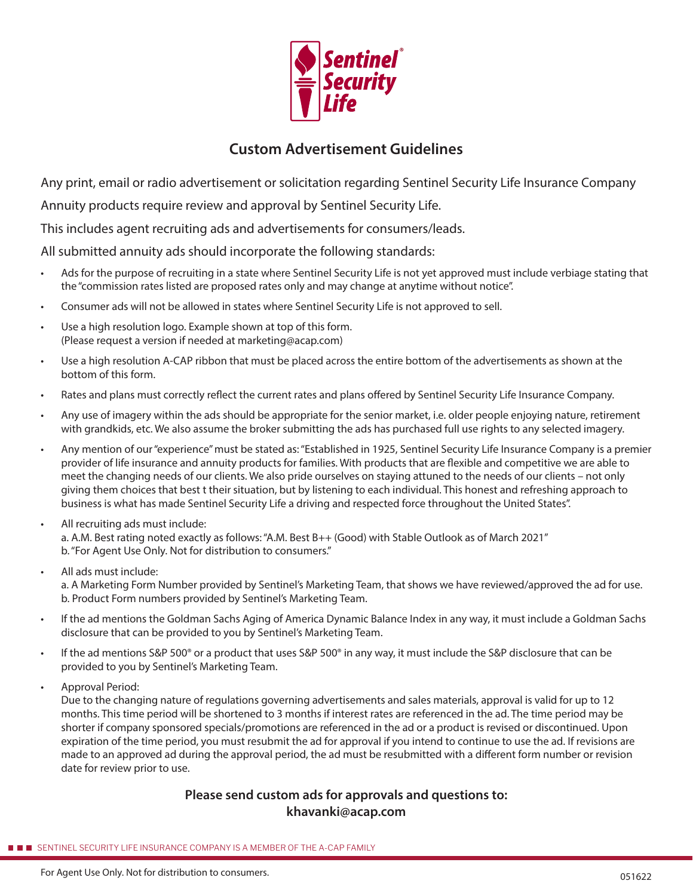Sentinel Security Life

## Custom Advertisement Guidelines

Any print, email or radio advertisement or solicitation regarding Sentinel Security Life Insurance Company Annuity products require review and approval by Sentinel Security Life.

This includes agent recruiting ads and advertisements for consumers/leads.

All submitted annuity ads should incorporate the following standards:

- Ads for the purpose of recruiting in a state where Sentinel Security Life is not yet approved must include verbiage stating that the "commission rates listed are proposed rates only and may change at anytime without notice".
- Consumer ads will not be allowed in states where Sentinel Security Life is not approved to sell.
- Use a high resolution logo. Example shown at top of this form. (Please request a version if needed at marketing@acap.com)
- Use a high resolution A-CAP ribbon that must be placed across the entire bottom of the advertisements as shown at the bottom of this form.
- Rates and plans must correctly reflect the current rates and plans offered by Sentinel Security Life Insurance Company.
- Any use of imagery within the ads should be appropriate for the senior market, i.e. older people enjoying nature, retirement with grandkids, etc. We also assume the broker submitting the ads has purchased full use rights to any selected imagery.
- Any mention of our "experience" must be stated as: "Established in 1925, Sentinel Security Life Insurance Company is a premier provider of life insurance and annuity products for families. With products that are flexible and competitive we are able to meet the changing needs of our clients. We also pride ourselves on staying attuned to the needs of our clients – not only giving them choices that best t their situation, but by listening to each individual. This honest and refreshing approach to business is what has made Sentinel Security Life a driving and respected force throughout the United States".
- All recruiting ads must include:
  a. A.M. Best rating noted exactly as follows: "A.M. Best B++ (Good) with Stable Outlook as of March 2021"
  b. "For Agent Use Only. Not for distribution to consumers."
- All ads must include:
  a. A Marketing Form Number provided by Sentinel's Marketing Team, that shows we have reviewed/approved the ad for use.
  b. Product Form numbers provided by Sentinel's Marketing Team.
- If the ad mentions the Goldman Sachs Aging of America Dynamic Balance Index in any way, it must include a Goldman Sachs disclosure that can be provided to you by Sentinel's Marketing Team.
- If the ad mentions S&P 500® or a product that uses S&P 500® in any way, it must include the S&P disclosure that can be provided to you by Sentinel's Marketing Team.
- Approval Period:
  Due to the changing nature of regulations governing advertisements and sales materials, approval is valid for up to 12 months. This time period will be shortened to 3 months if interest rates are referenced in the ad. The time period may be shorter if company sponsored specials/promotions are referenced in the ad or a product is revised or discontinued. Upon expiration of the time period, you must resubmit the ad for approval if you intend to continue to use the ad. If revisions are made to an approved ad during the approval period, the ad must be resubmitted with a different form number or revision date for review prior to use.

**Please send custom ads for approvals and questions to:**
**khavanki@acap.com**

SENTINEL SECURITY LIFE INSURANCE COMPANY IS A MEMBER OF THE A-CAP FAMILY

For Agent Use Only. Not for distribution to consumers.

051622